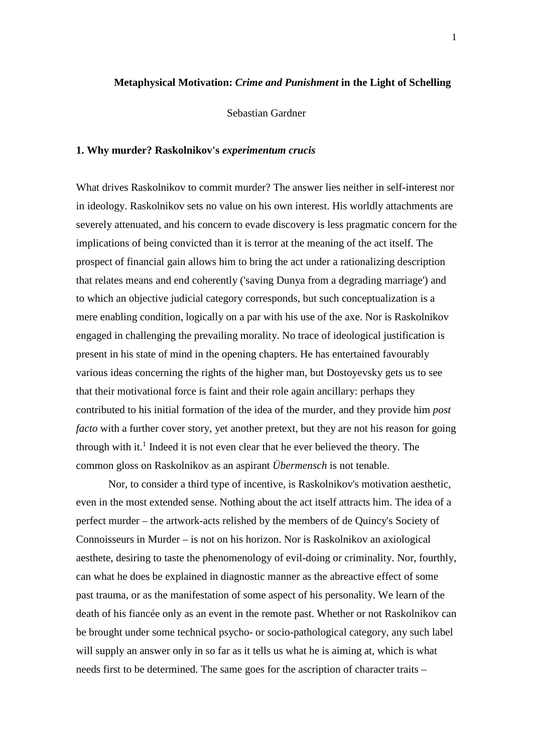# Metaphysical Motivation: *Crime and Punishment* in the Light of Schelling

Sebastian Gardner

## 1. Why murder? Raskolnikov's *experimentum crucis*

What drives Raskolnikov to commit murder? The answer lies neither in self-interest nor in ideology. Raskolnikov sets no value on his own interest. His worldly attachments are severely attenuated, and his concern to evade discovery is less pragmatic concern for the implications of being convicted than it is terror at the meaning of the act itself. The prospect of financial gain allows him to bring the act under a rationalizing description that relates means and end coherently ('saving Dunya from a degrading marriage') and to which an objective judicial category corresponds, but such conceptualization is a mere enabling condition, logically on a par with his use of the axe. Nor is Raskolnikov engaged in challenging the prevailing morality. No trace of ideological justification is present in his state of mind in the opening chapters. He has entertained favourably various ideas concerning the rights of the higher man, but Dostoyevsky gets us to see that their motivational force is faint and their role again ancillary: perhaps they contributed to his initial formation of the idea of the murder, and they provide him *post facto* with a further cover story, yet another pretext, but they are not his reason for going through with it.[1] Indeed it is not even clear that he ever believed the theory. The common gloss on Raskolnikov as an aspirant *Übermensch* is not tenable.

Nor, to consider a third type of incentive, is Raskolnikov's motivation aesthetic, even in the most extended sense. Nothing about the act itself attracts him. The idea of a perfect murder – the artwork-acts relished by the members of de Quincy's Society of Connoisseurs in Murder – is not on his horizon. Nor is Raskolnikov an axiological aesthete, desiring to taste the phenomenology of evil-doing or criminality. Nor, fourthly, can what he does be explained in diagnostic manner as the abreactive effect of some past trauma, or as the manifestation of some aspect of his personality. We learn of the death of his fiancée only as an event in the remote past. Whether or not Raskolnikov can be brought under some technical psycho- or socio-pathological category, any such label will supply an answer only in so far as it tells us what he is aiming at, which is what needs first to be determined. The same goes for the ascription of character traits –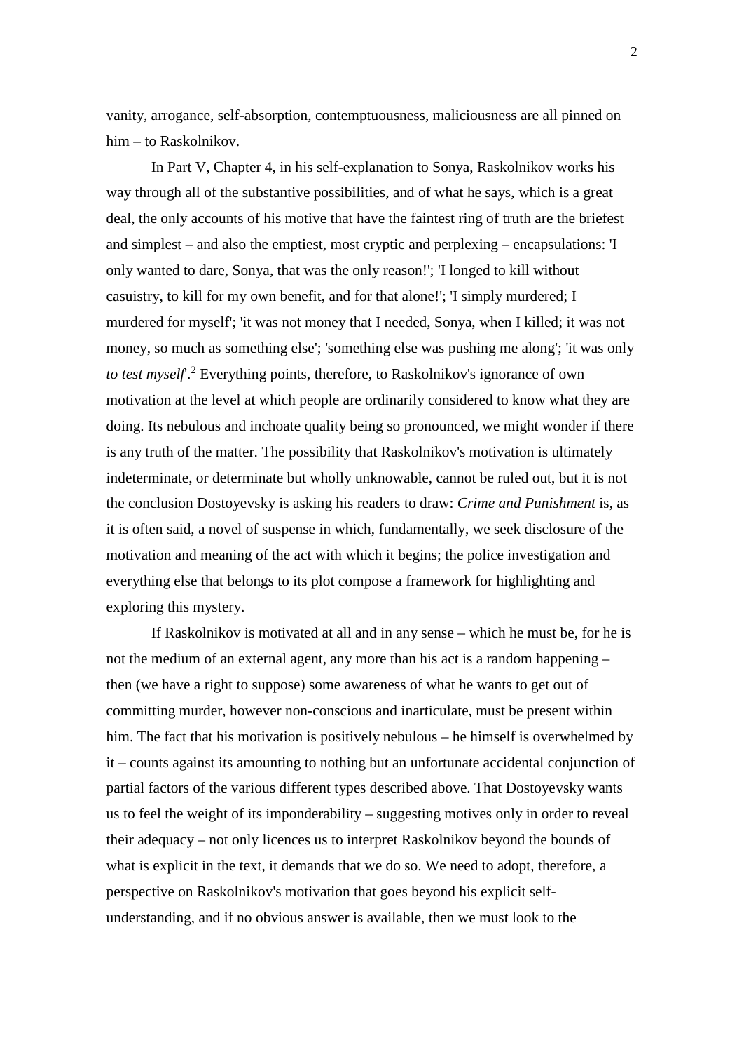vanity, arrogance, self-absorption, contemptuousness, maliciousness are all pinned on him – to Raskolnikov.

In Part V, Chapter 4, in his self-explanation to Sonya, Raskolnikov works his way through all of the substantive possibilities, and of what he says, which is a great deal, the only accounts of his motive that have the faintest ring of truth are the briefest and simplest – and also the emptiest, most cryptic and perplexing – encapsulations: 'I only wanted to dare, Sonya, that was the only reason!'; 'I longed to kill without casuistry, to kill for my own benefit, and for that alone!'; 'I simply murdered; I murdered for myself'; 'it was not money that I needed, Sonya, when I killed; it was not money, so much as something else'; 'something else was pushing me along'; 'it was only *to test myself*'.[2] Everything points, therefore, to Raskolnikov's ignorance of own motivation at the level at which people are ordinarily considered to know what they are doing. Its nebulous and inchoate quality being so pronounced, we might wonder if there is any truth of the matter. The possibility that Raskolnikov's motivation is ultimately indeterminate, or determinate but wholly unknowable, cannot be ruled out, but it is not the conclusion Dostoyevsky is asking his readers to draw: *Crime and Punishment* is, as it is often said, a novel of suspense in which, fundamentally, we seek disclosure of the motivation and meaning of the act with which it begins; the police investigation and everything else that belongs to its plot compose a framework for highlighting and exploring this mystery.

If Raskolnikov is motivated at all and in any sense – which he must be, for he is not the medium of an external agent, any more than his act is a random happening – then (we have a right to suppose) some awareness of what he wants to get out of committing murder, however non-conscious and inarticulate, must be present within him. The fact that his motivation is positively nebulous – he himself is overwhelmed by it – counts against its amounting to nothing but an unfortunate accidental conjunction of partial factors of the various different types described above. That Dostoyevsky wants us to feel the weight of its imponderability – suggesting motives only in order to reveal their adequacy – not only licences us to interpret Raskolnikov beyond the bounds of what is explicit in the text, it demands that we do so. We need to adopt, therefore, a perspective on Raskolnikov's motivation that goes beyond his explicit self-understanding, and if no obvious answer is available, then we must look to the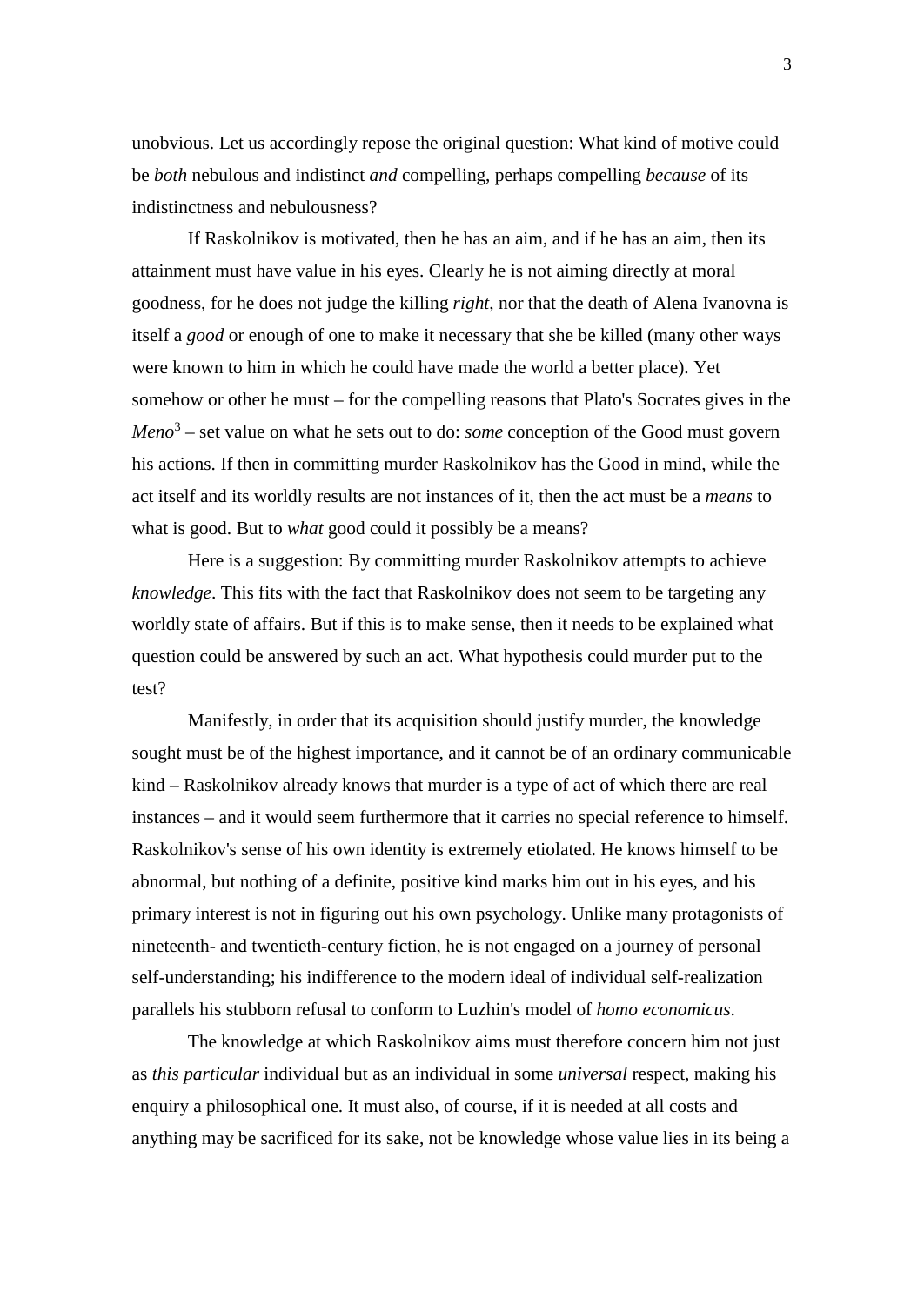unobvious. Let us accordingly repose the original question: What kind of motive could be *both* nebulous and indistinct *and* compelling, perhaps compelling *because* of its indistinctness and nebulousness?

If Raskolnikov is motivated, then he has an aim, and if he has an aim, then its attainment must have value in his eyes. Clearly he is not aiming directly at moral goodness, for he does not judge the killing *right*, nor that the death of Alena Ivanovna is itself a *good* or enough of one to make it necessary that she be killed (many other ways were known to him in which he could have made the world a better place). Yet somehow or other he must – for the compelling reasons that Plato's Socrates gives in the *Meno*[3] – set value on what he sets out to do: *some* conception of the Good must govern his actions. If then in committing murder Raskolnikov has the Good in mind, while the act itself and its worldly results are not instances of it, then the act must be a *means* to what is good. But to *what* good could it possibly be a means?

Here is a suggestion: By committing murder Raskolnikov attempts to achieve *knowledge*. This fits with the fact that Raskolnikov does not seem to be targeting any worldly state of affairs. But if this is to make sense, then it needs to be explained what question could be answered by such an act. What hypothesis could murder put to the test?

Manifestly, in order that its acquisition should justify murder, the knowledge sought must be of the highest importance, and it cannot be of an ordinary communicable kind – Raskolnikov already knows that murder is a type of act of which there are real instances – and it would seem furthermore that it carries no special reference to himself. Raskolnikov's sense of his own identity is extremely etiolated. He knows himself to be abnormal, but nothing of a definite, positive kind marks him out in his eyes, and his primary interest is not in figuring out his own psychology. Unlike many protagonists of nineteenth- and twentieth-century fiction, he is not engaged on a journey of personal self-understanding; his indifference to the modern ideal of individual self-realization parallels his stubborn refusal to conform to Luzhin's model of *homo economicus*.

The knowledge at which Raskolnikov aims must therefore concern him not just as *this particular* individual but as an individual in some *universal* respect, making his enquiry a philosophical one. It must also, of course, if it is needed at all costs and anything may be sacrificed for its sake, not be knowledge whose value lies in its being a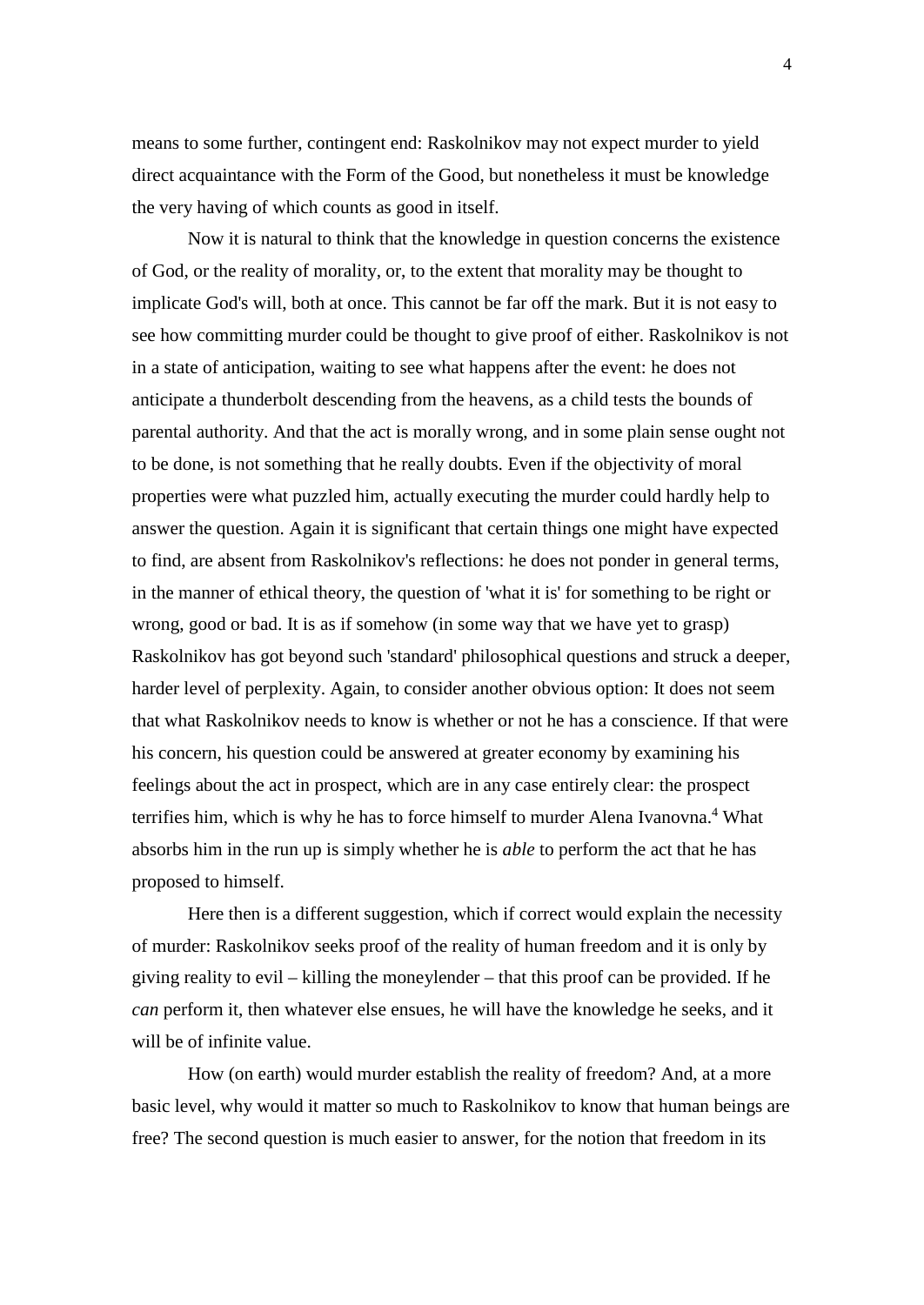means to some further, contingent end: Raskolnikov may not expect murder to yield direct acquaintance with the Form of the Good, but nonetheless it must be knowledge the very having of which counts as good in itself.

Now it is natural to think that the knowledge in question concerns the existence of God, or the reality of morality, or, to the extent that morality may be thought to implicate God's will, both at once. This cannot be far off the mark. But it is not easy to see how committing murder could be thought to give proof of either. Raskolnikov is not in a state of anticipation, waiting to see what happens after the event: he does not anticipate a thunderbolt descending from the heavens, as a child tests the bounds of parental authority. And that the act is morally wrong, and in some plain sense ought not to be done, is not something that he really doubts. Even if the objectivity of moral properties were what puzzled him, actually executing the murder could hardly help to answer the question. Again it is significant that certain things one might have expected to find, are absent from Raskolnikov's reflections: he does not ponder in general terms, in the manner of ethical theory, the question of 'what it is' for something to be right or wrong, good or bad. It is as if somehow (in some way that we have yet to grasp) Raskolnikov has got beyond such 'standard' philosophical questions and struck a deeper, harder level of perplexity. Again, to consider another obvious option: It does not seem that what Raskolnikov needs to know is whether or not he has a conscience. If that were his concern, his question could be answered at greater economy by examining his feelings about the act in prospect, which are in any case entirely clear: the prospect terrifies him, which is why he has to force himself to murder Alena Ivanovna.[4] What absorbs him in the run up is simply whether he is *able* to perform the act that he has proposed to himself.

Here then is a different suggestion, which if correct would explain the necessity of murder: Raskolnikov seeks proof of the reality of human freedom and it is only by giving reality to evil – killing the moneylender – that this proof can be provided. If he *can* perform it, then whatever else ensues, he will have the knowledge he seeks, and it will be of infinite value.

How (on earth) would murder establish the reality of freedom? And, at a more basic level, why would it matter so much to Raskolnikov to know that human beings are free? The second question is much easier to answer, for the notion that freedom in its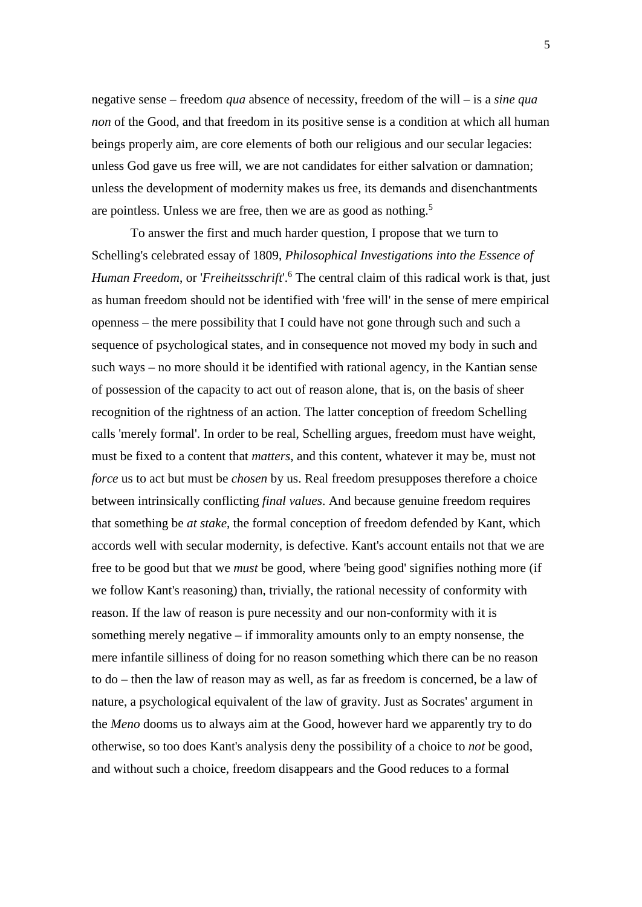negative sense – freedom *qua* absence of necessity, freedom of the will – is a *sine qua non* of the Good, and that freedom in its positive sense is a condition at which all human beings properly aim, are core elements of both our religious and our secular legacies: unless God gave us free will, we are not candidates for either salvation or damnation; unless the development of modernity makes us free, its demands and disenchantments are pointless. Unless we are free, then we are as good as nothing.[5]

To answer the first and much harder question, I propose that we turn to Schelling's celebrated essay of 1809, *Philosophical Investigations into the Essence of Human Freedom*, or '*Freiheitsschrift*'.[6] The central claim of this radical work is that, just as human freedom should not be identified with 'free will' in the sense of mere empirical openness – the mere possibility that I could have not gone through such and such a sequence of psychological states, and in consequence not moved my body in such and such ways – no more should it be identified with rational agency, in the Kantian sense of possession of the capacity to act out of reason alone, that is, on the basis of sheer recognition of the rightness of an action. The latter conception of freedom Schelling calls 'merely formal'. In order to be real, Schelling argues, freedom must have weight, must be fixed to a content that *matters*, and this content, whatever it may be, must not *force* us to act but must be *chosen* by us. Real freedom presupposes therefore a choice between intrinsically conflicting *final values*. And because genuine freedom requires that something be *at stake*, the formal conception of freedom defended by Kant, which accords well with secular modernity, is defective. Kant's account entails not that we are free to be good but that we *must* be good, where 'being good' signifies nothing more (if we follow Kant's reasoning) than, trivially, the rational necessity of conformity with reason. If the law of reason is pure necessity and our non-conformity with it is something merely negative – if immorality amounts only to an empty nonsense, the mere infantile silliness of doing for no reason something which there can be no reason to do – then the law of reason may as well, as far as freedom is concerned, be a law of nature, a psychological equivalent of the law of gravity. Just as Socrates' argument in the *Meno* dooms us to always aim at the Good, however hard we apparently try to do otherwise, so too does Kant's analysis deny the possibility of a choice to *not* be good, and without such a choice, freedom disappears and the Good reduces to a formal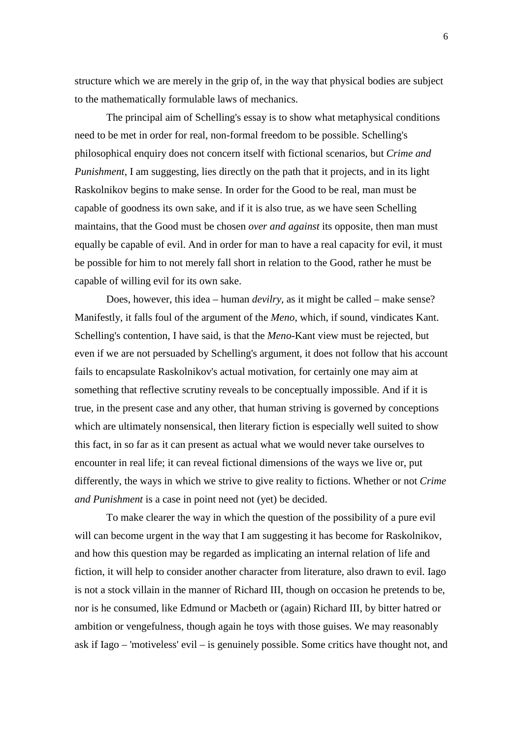structure which we are merely in the grip of, in the way that physical bodies are subject to the mathematically formulable laws of mechanics.

The principal aim of Schelling's essay is to show what metaphysical conditions need to be met in order for real, non-formal freedom to be possible. Schelling's philosophical enquiry does not concern itself with fictional scenarios, but *Crime and Punishment*, I am suggesting, lies directly on the path that it projects, and in its light Raskolnikov begins to make sense. In order for the Good to be real, man must be capable of goodness its own sake, and if it is also true, as we have seen Schelling maintains, that the Good must be chosen *over and against* its opposite, then man must equally be capable of evil. And in order for man to have a real capacity for evil, it must be possible for him to not merely fall short in relation to the Good, rather he must be capable of willing evil for its own sake.

Does, however, this idea – human *devilry*, as it might be called – make sense? Manifestly, it falls foul of the argument of the *Meno*, which, if sound, vindicates Kant. Schelling's contention, I have said, is that the *Meno*-Kant view must be rejected, but even if we are not persuaded by Schelling's argument, it does not follow that his account fails to encapsulate Raskolnikov's actual motivation, for certainly one may aim at something that reflective scrutiny reveals to be conceptually impossible. And if it is true, in the present case and any other, that human striving is governed by conceptions which are ultimately nonsensical, then literary fiction is especially well suited to show this fact, in so far as it can present as actual what we would never take ourselves to encounter in real life; it can reveal fictional dimensions of the ways we live or, put differently, the ways in which we strive to give reality to fictions. Whether or not *Crime and Punishment* is a case in point need not (yet) be decided.

To make clearer the way in which the question of the possibility of a pure evil will can become urgent in the way that I am suggesting it has become for Raskolnikov, and how this question may be regarded as implicating an internal relation of life and fiction, it will help to consider another character from literature, also drawn to evil. Iago is not a stock villain in the manner of Richard III, though on occasion he pretends to be, nor is he consumed, like Edmund or Macbeth or (again) Richard III, by bitter hatred or ambition or vengefulness, though again he toys with those guises. We may reasonably ask if Iago – 'motiveless' evil – is genuinely possible. Some critics have thought not, and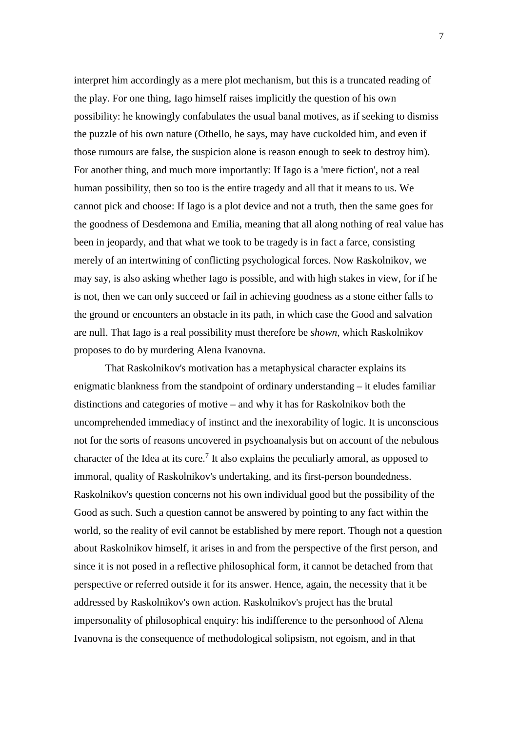interpret him accordingly as a mere plot mechanism, but this is a truncated reading of the play. For one thing, Iago himself raises implicitly the question of his own possibility: he knowingly confabulates the usual banal motives, as if seeking to dismiss the puzzle of his own nature (Othello, he says, may have cuckolded him, and even if those rumours are false, the suspicion alone is reason enough to seek to destroy him). For another thing, and much more importantly: If Iago is a 'mere fiction', not a real human possibility, then so too is the entire tragedy and all that it means to us. We cannot pick and choose: If Iago is a plot device and not a truth, then the same goes for the goodness of Desdemona and Emilia, meaning that all along nothing of real value has been in jeopardy, and that what we took to be tragedy is in fact a farce, consisting merely of an intertwining of conflicting psychological forces. Now Raskolnikov, we may say, is also asking whether Iago is possible, and with high stakes in view, for if he is not, then we can only succeed or fail in achieving goodness as a stone either falls to the ground or encounters an obstacle in its path, in which case the Good and salvation are null. That Iago is a real possibility must therefore be *shown*, which Raskolnikov proposes to do by murdering Alena Ivanovna.

That Raskolnikov's motivation has a metaphysical character explains its enigmatic blankness from the standpoint of ordinary understanding – it eludes familiar distinctions and categories of motive – and why it has for Raskolnikov both the uncomprehended immediacy of instinct and the inexorability of logic. It is unconscious not for the sorts of reasons uncovered in psychoanalysis but on account of the nebulous character of the Idea at its core.[7] It also explains the peculiarly amoral, as opposed to immoral, quality of Raskolnikov's undertaking, and its first-person boundedness. Raskolnikov's question concerns not his own individual good but the possibility of the Good as such. Such a question cannot be answered by pointing to any fact within the world, so the reality of evil cannot be established by mere report. Though not a question about Raskolnikov himself, it arises in and from the perspective of the first person, and since it is not posed in a reflective philosophical form, it cannot be detached from that perspective or referred outside it for its answer. Hence, again, the necessity that it be addressed by Raskolnikov's own action. Raskolnikov's project has the brutal impersonality of philosophical enquiry: his indifference to the personhood of Alena Ivanovna is the consequence of methodological solipsism, not egoism, and in that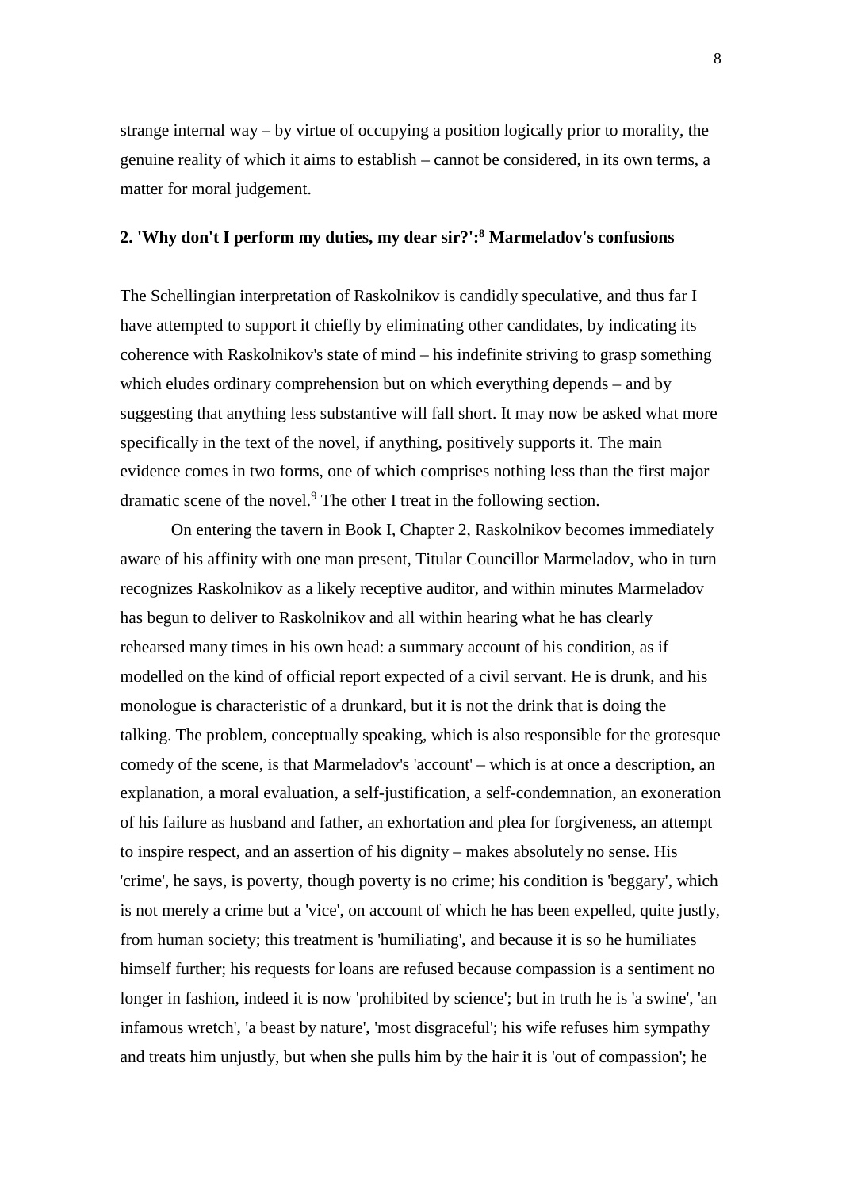strange internal way – by virtue of occupying a position logically prior to morality, the genuine reality of which it aims to establish – cannot be considered, in its own terms, a matter for moral judgement.

## 2. 'Why don't I perform my duties, my dear sir?':[8] Marmeladov's confusions

The Schellingian interpretation of Raskolnikov is candidly speculative, and thus far I have attempted to support it chiefly by eliminating other candidates, by indicating its coherence with Raskolnikov's state of mind – his indefinite striving to grasp something which eludes ordinary comprehension but on which everything depends – and by suggesting that anything less substantive will fall short. It may now be asked what more specifically in the text of the novel, if anything, positively supports it. The main evidence comes in two forms, one of which comprises nothing less than the first major dramatic scene of the novel.[9] The other I treat in the following section.

On entering the tavern in Book I, Chapter 2, Raskolnikov becomes immediately aware of his affinity with one man present, Titular Councillor Marmeladov, who in turn recognizes Raskolnikov as a likely receptive auditor, and within minutes Marmeladov has begun to deliver to Raskolnikov and all within hearing what he has clearly rehearsed many times in his own head: a summary account of his condition, as if modelled on the kind of official report expected of a civil servant. He is drunk, and his monologue is characteristic of a drunkard, but it is not the drink that is doing the talking. The problem, conceptually speaking, which is also responsible for the grotesque comedy of the scene, is that Marmeladov's 'account' – which is at once a description, an explanation, a moral evaluation, a self-justification, a self-condemnation, an exoneration of his failure as husband and father, an exhortation and plea for forgiveness, an attempt to inspire respect, and an assertion of his dignity – makes absolutely no sense. His 'crime', he says, is poverty, though poverty is no crime; his condition is 'beggary', which is not merely a crime but a 'vice', on account of which he has been expelled, quite justly, from human society; this treatment is 'humiliating', and because it is so he humiliates himself further; his requests for loans are refused because compassion is a sentiment no longer in fashion, indeed it is now 'prohibited by science'; but in truth he is 'a swine', 'an infamous wretch', 'a beast by nature', 'most disgraceful'; his wife refuses him sympathy and treats him unjustly, but when she pulls him by the hair it is 'out of compassion'; he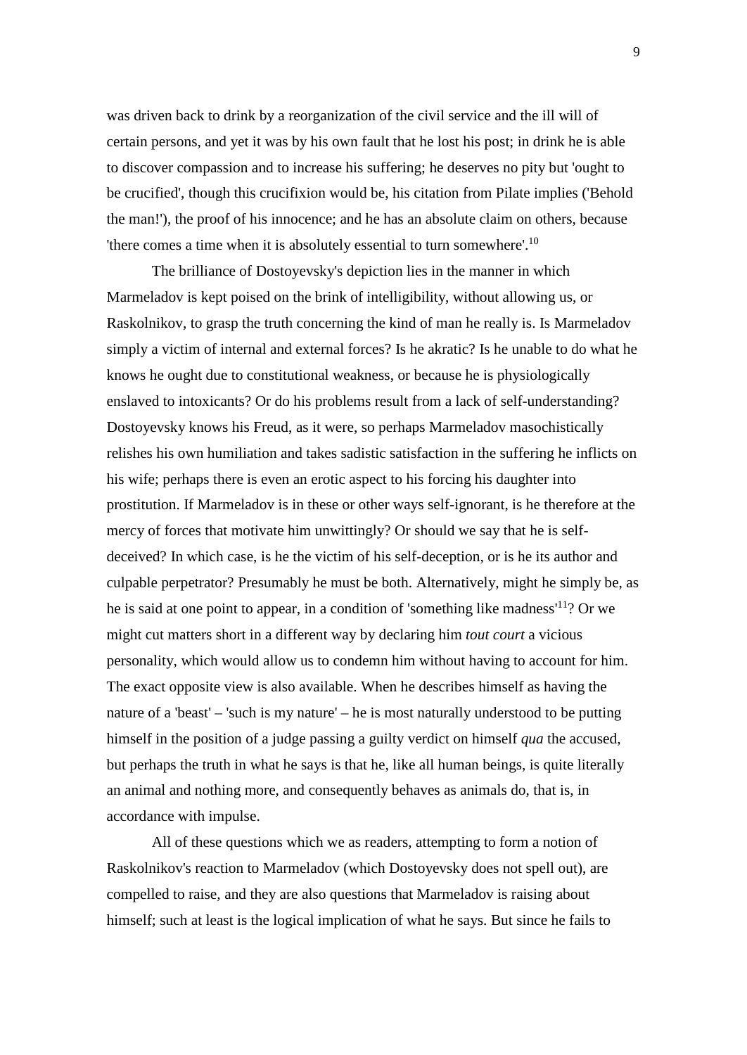was driven back to drink by a reorganization of the civil service and the ill will of certain persons, and yet it was by his own fault that he lost his post; in drink he is able to discover compassion and to increase his suffering; he deserves no pity but 'ought to be crucified', though this crucifixion would be, his citation from Pilate implies ('Behold the man!'), the proof of his innocence; and he has an absolute claim on others, because 'there comes a time when it is absolutely essential to turn somewhere'.[10]

The brilliance of Dostoyevsky's depiction lies in the manner in which Marmeladov is kept poised on the brink of intelligibility, without allowing us, or Raskolnikov, to grasp the truth concerning the kind of man he really is. Is Marmeladov simply a victim of internal and external forces? Is he akratic? Is he unable to do what he knows he ought due to constitutional weakness, or because he is physiologically enslaved to intoxicants? Or do his problems result from a lack of self-understanding? Dostoyevsky knows his Freud, as it were, so perhaps Marmeladov masochistically relishes his own humiliation and takes sadistic satisfaction in the suffering he inflicts on his wife; perhaps there is even an erotic aspect to his forcing his daughter into prostitution. If Marmeladov is in these or other ways self-ignorant, is he therefore at the mercy of forces that motivate him unwittingly? Or should we say that he is self-deceived? In which case, is he the victim of his self-deception, or is he its author and culpable perpetrator? Presumably he must be both. Alternatively, might he simply be, as he is said at one point to appear, in a condition of 'something like madness'[11]? Or we might cut matters short in a different way by declaring him *tout court* a vicious personality, which would allow us to condemn him without having to account for him. The exact opposite view is also available. When he describes himself as having the nature of a 'beast' – 'such is my nature' – he is most naturally understood to be putting himself in the position of a judge passing a guilty verdict on himself *qua* the accused, but perhaps the truth in what he says is that he, like all human beings, is quite literally an animal and nothing more, and consequently behaves as animals do, that is, in accordance with impulse.

All of these questions which we as readers, attempting to form a notion of Raskolnikov's reaction to Marmeladov (which Dostoyevsky does not spell out), are compelled to raise, and they are also questions that Marmeladov is raising about himself; such at least is the logical implication of what he says. But since he fails to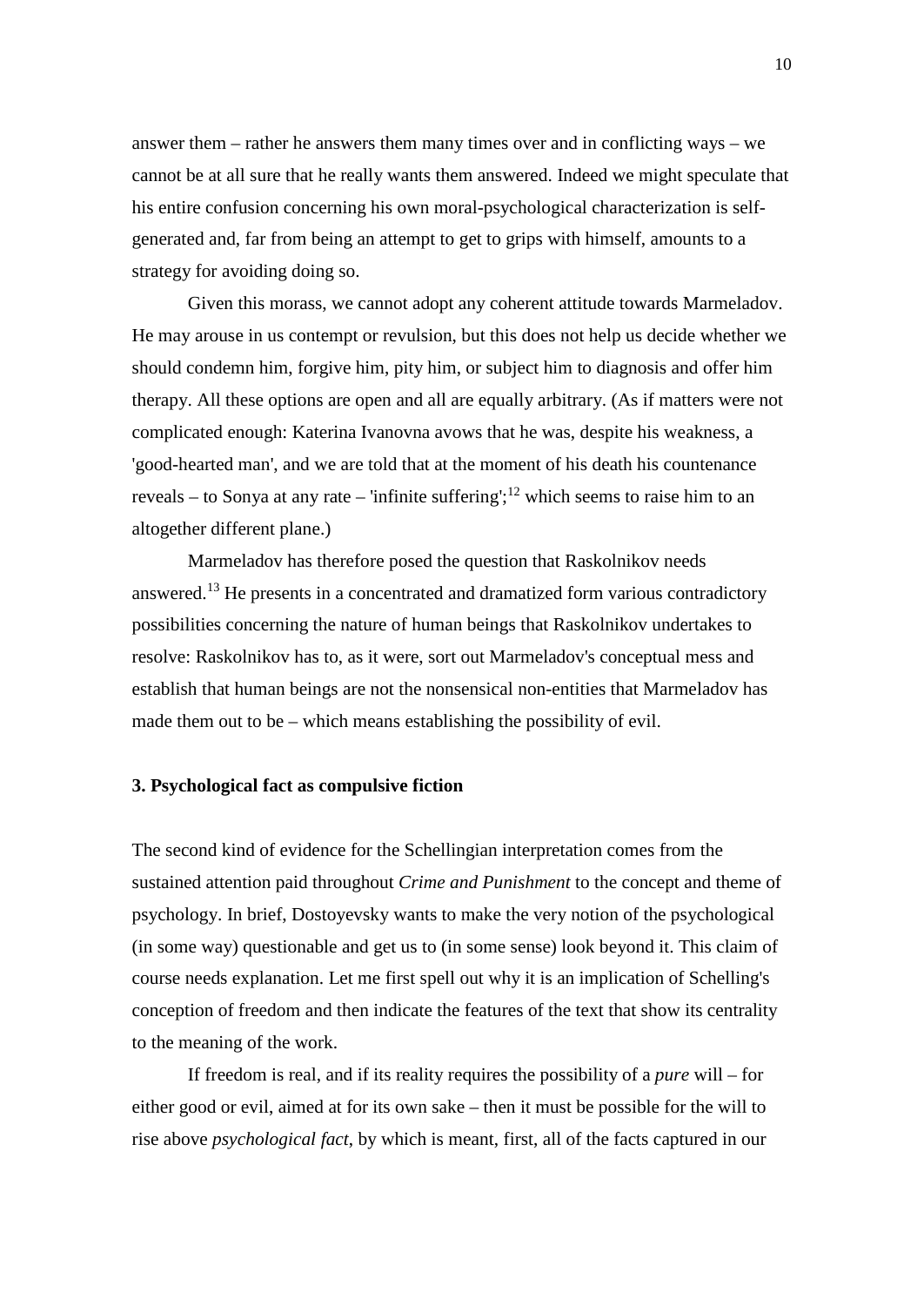answer them – rather he answers them many times over and in conflicting ways – we cannot be at all sure that he really wants them answered. Indeed we might speculate that his entire confusion concerning his own moral-psychological characterization is self-generated and, far from being an attempt to get to grips with himself, amounts to a strategy for avoiding doing so.

Given this morass, we cannot adopt any coherent attitude towards Marmeladov. He may arouse in us contempt or revulsion, but this does not help us decide whether we should condemn him, forgive him, pity him, or subject him to diagnosis and offer him therapy. All these options are open and all are equally arbitrary. (As if matters were not complicated enough: Katerina Ivanovna avows that he was, despite his weakness, a 'good-hearted man', and we are told that at the moment of his death his countenance reveals – to Sonya at any rate – 'infinite suffering';[12] which seems to raise him to an altogether different plane.)

Marmeladov has therefore posed the question that Raskolnikov needs answered.[13] He presents in a concentrated and dramatized form various contradictory possibilities concerning the nature of human beings that Raskolnikov undertakes to resolve: Raskolnikov has to, as it were, sort out Marmeladov's conceptual mess and establish that human beings are not the nonsensical non-entities that Marmeladov has made them out to be – which means establishing the possibility of evil.

### 3. Psychological fact as compulsive fiction

The second kind of evidence for the Schellingian interpretation comes from the sustained attention paid throughout *Crime and Punishment* to the concept and theme of psychology. In brief, Dostoyevsky wants to make the very notion of the psychological (in some way) questionable and get us to (in some sense) look beyond it. This claim of course needs explanation. Let me first spell out why it is an implication of Schelling's conception of freedom and then indicate the features of the text that show its centrality to the meaning of the work.

If freedom is real, and if its reality requires the possibility of a *pure* will – for either good or evil, aimed at for its own sake – then it must be possible for the will to rise above *psychological fact*, by which is meant, first, all of the facts captured in our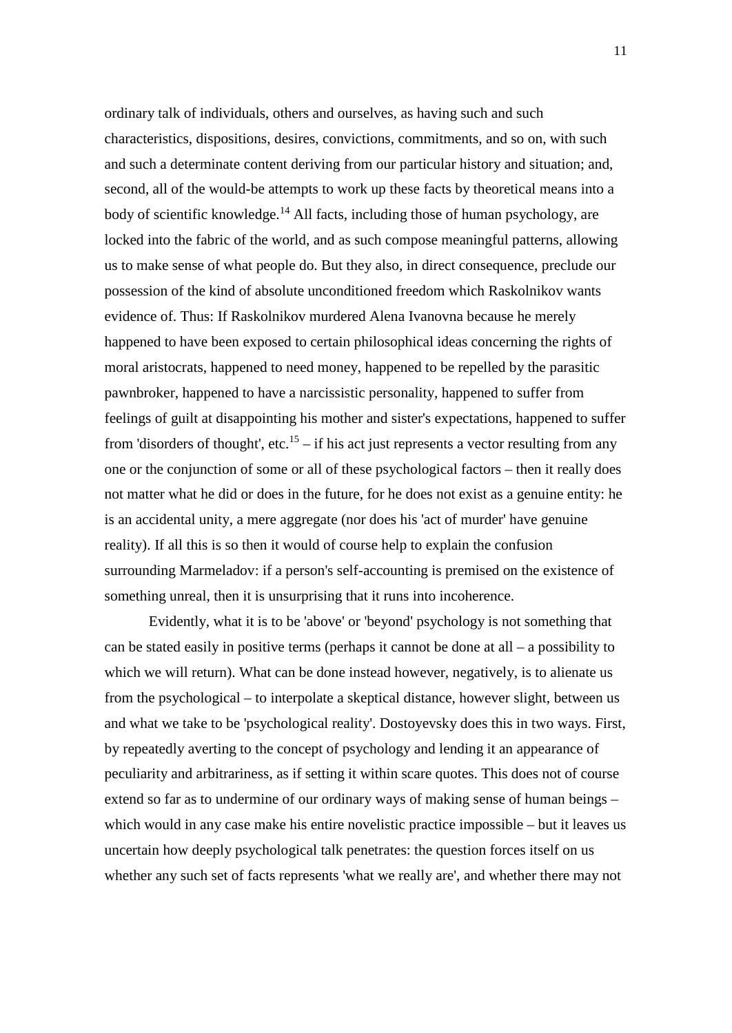ordinary talk of individuals, others and ourselves, as having such and such characteristics, dispositions, desires, convictions, commitments, and so on, with such and such a determinate content deriving from our particular history and situation; and, second, all of the would-be attempts to work up these facts by theoretical means into a body of scientific knowledge.[14] All facts, including those of human psychology, are locked into the fabric of the world, and as such compose meaningful patterns, allowing us to make sense of what people do. But they also, in direct consequence, preclude our possession of the kind of absolute unconditioned freedom which Raskolnikov wants evidence of. Thus: If Raskolnikov murdered Alena Ivanovna because he merely happened to have been exposed to certain philosophical ideas concerning the rights of moral aristocrats, happened to need money, happened to be repelled by the parasitic pawnbroker, happened to have a narcissistic personality, happened to suffer from feelings of guilt at disappointing his mother and sister's expectations, happened to suffer from 'disorders of thought', etc.[15] – if his act just represents a vector resulting from any one or the conjunction of some or all of these psychological factors – then it really does not matter what he did or does in the future, for he does not exist as a genuine entity: he is an accidental unity, a mere aggregate (nor does his 'act of murder' have genuine reality). If all this is so then it would of course help to explain the confusion surrounding Marmeladov: if a person's self-accounting is premised on the existence of something unreal, then it is unsurprising that it runs into incoherence.

Evidently, what it is to be 'above' or 'beyond' psychology is not something that can be stated easily in positive terms (perhaps it cannot be done at all – a possibility to which we will return). What can be done instead however, negatively, is to alienate us from the psychological – to interpolate a skeptical distance, however slight, between us and what we take to be 'psychological reality'. Dostoyevsky does this in two ways. First, by repeatedly averting to the concept of psychology and lending it an appearance of peculiarity and arbitrariness, as if setting it within scare quotes. This does not of course extend so far as to undermine of our ordinary ways of making sense of human beings – which would in any case make his entire novelistic practice impossible – but it leaves us uncertain how deeply psychological talk penetrates: the question forces itself on us whether any such set of facts represents 'what we really are', and whether there may not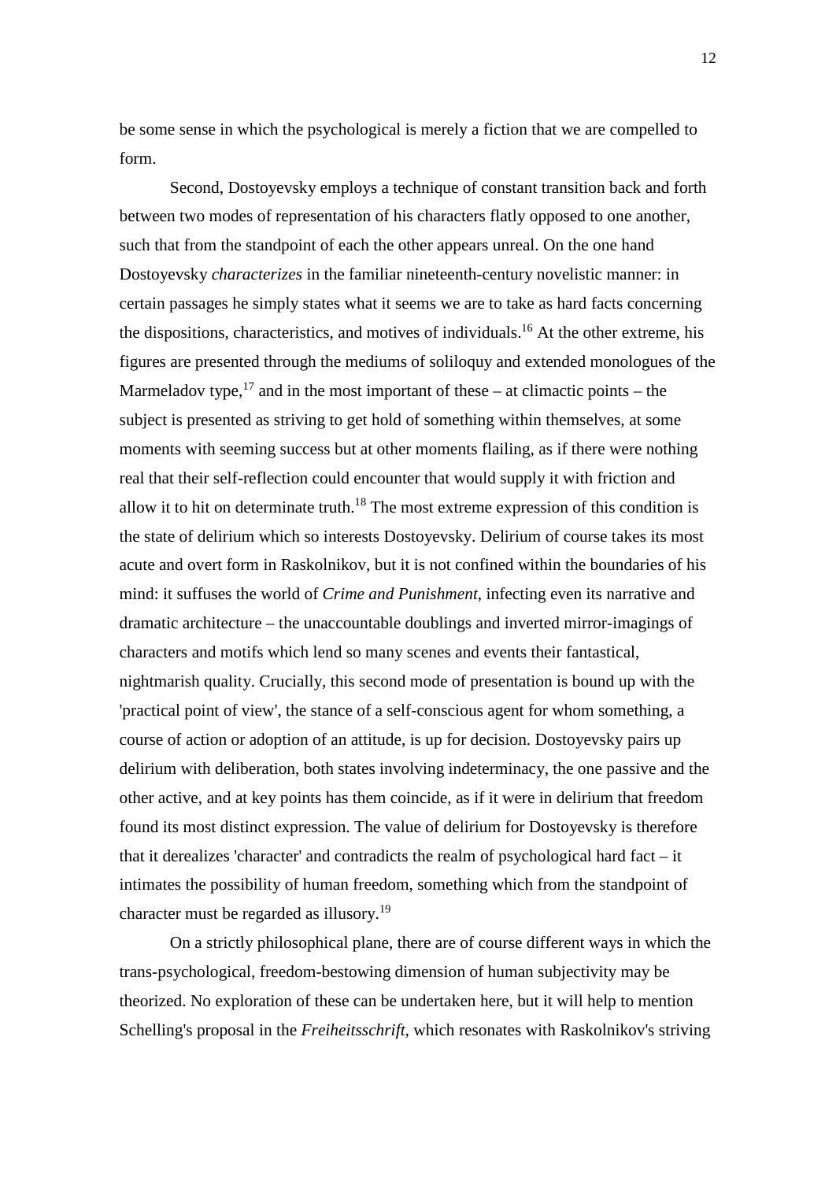be some sense in which the psychological is merely a fiction that we are compelled to form.

Second, Dostoyevsky employs a technique of constant transition back and forth between two modes of representation of his characters flatly opposed to one another, such that from the standpoint of each the other appears unreal. On the one hand Dostoyevsky *characterizes* in the familiar nineteenth-century novelistic manner: in certain passages he simply states what it seems we are to take as hard facts concerning the dispositions, characteristics, and motives of individuals.[16] At the other extreme, his figures are presented through the mediums of soliloquy and extended monologues of the Marmeladov type,[17] and in the most important of these – at climactic points – the subject is presented as striving to get hold of something within themselves, at some moments with seeming success but at other moments flailing, as if there were nothing real that their self-reflection could encounter that would supply it with friction and allow it to hit on determinate truth.[18] The most extreme expression of this condition is the state of delirium which so interests Dostoyevsky. Delirium of course takes its most acute and overt form in Raskolnikov, but it is not confined within the boundaries of his mind: it suffuses the world of *Crime and Punishment*, infecting even its narrative and dramatic architecture – the unaccountable doublings and inverted mirror-imagings of characters and motifs which lend so many scenes and events their fantastical, nightmarish quality. Crucially, this second mode of presentation is bound up with the 'practical point of view', the stance of a self-conscious agent for whom something, a course of action or adoption of an attitude, is up for decision. Dostoyevsky pairs up delirium with deliberation, both states involving indeterminacy, the one passive and the other active, and at key points has them coincide, as if it were in delirium that freedom found its most distinct expression. The value of delirium for Dostoyevsky is therefore that it derealizes 'character' and contradicts the realm of psychological hard fact – it intimates the possibility of human freedom, something which from the standpoint of character must be regarded as illusory.[19]

On a strictly philosophical plane, there are of course different ways in which the trans-psychological, freedom-bestowing dimension of human subjectivity may be theorized. No exploration of these can be undertaken here, but it will help to mention Schelling's proposal in the *Freiheitsschrift*, which resonates with Raskolnikov's striving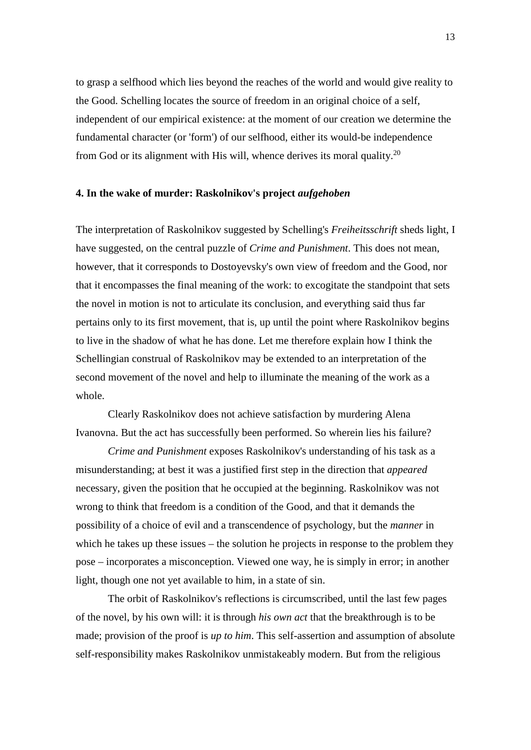to grasp a selfhood which lies beyond the reaches of the world and would give reality to the Good. Schelling locates the source of freedom in an original choice of a self, independent of our empirical existence: at the moment of our creation we determine the fundamental character (or 'form') of our selfhood, either its would-be independence from God or its alignment with His will, whence derives its moral quality.[20]

## 4. In the wake of murder: Raskolnikov's project *aufgehoben*

The interpretation of Raskolnikov suggested by Schelling's *Freiheitsschrift* sheds light, I have suggested, on the central puzzle of *Crime and Punishment*. This does not mean, however, that it corresponds to Dostoyevsky's own view of freedom and the Good, nor that it encompasses the final meaning of the work: to excogitate the standpoint that sets the novel in motion is not to articulate its conclusion, and everything said thus far pertains only to its first movement, that is, up until the point where Raskolnikov begins to live in the shadow of what he has done. Let me therefore explain how I think the Schellingian construal of Raskolnikov may be extended to an interpretation of the second movement of the novel and help to illuminate the meaning of the work as a whole.

Clearly Raskolnikov does not achieve satisfaction by murdering Alena Ivanovna. But the act has successfully been performed. So wherein lies his failure?

*Crime and Punishment* exposes Raskolnikov's understanding of his task as a misunderstanding; at best it was a justified first step in the direction that *appeared* necessary, given the position that he occupied at the beginning. Raskolnikov was not wrong to think that freedom is a condition of the Good, and that it demands the possibility of a choice of evil and a transcendence of psychology, but the *manner* in which he takes up these issues – the solution he projects in response to the problem they pose – incorporates a misconception. Viewed one way, he is simply in error; in another light, though one not yet available to him, in a state of sin.

The orbit of Raskolnikov's reflections is circumscribed, until the last few pages of the novel, by his own will: it is through *his own act* that the breakthrough is to be made; provision of the proof is *up to him*. This self-assertion and assumption of absolute self-responsibility makes Raskolnikov unmistakeably modern. But from the religious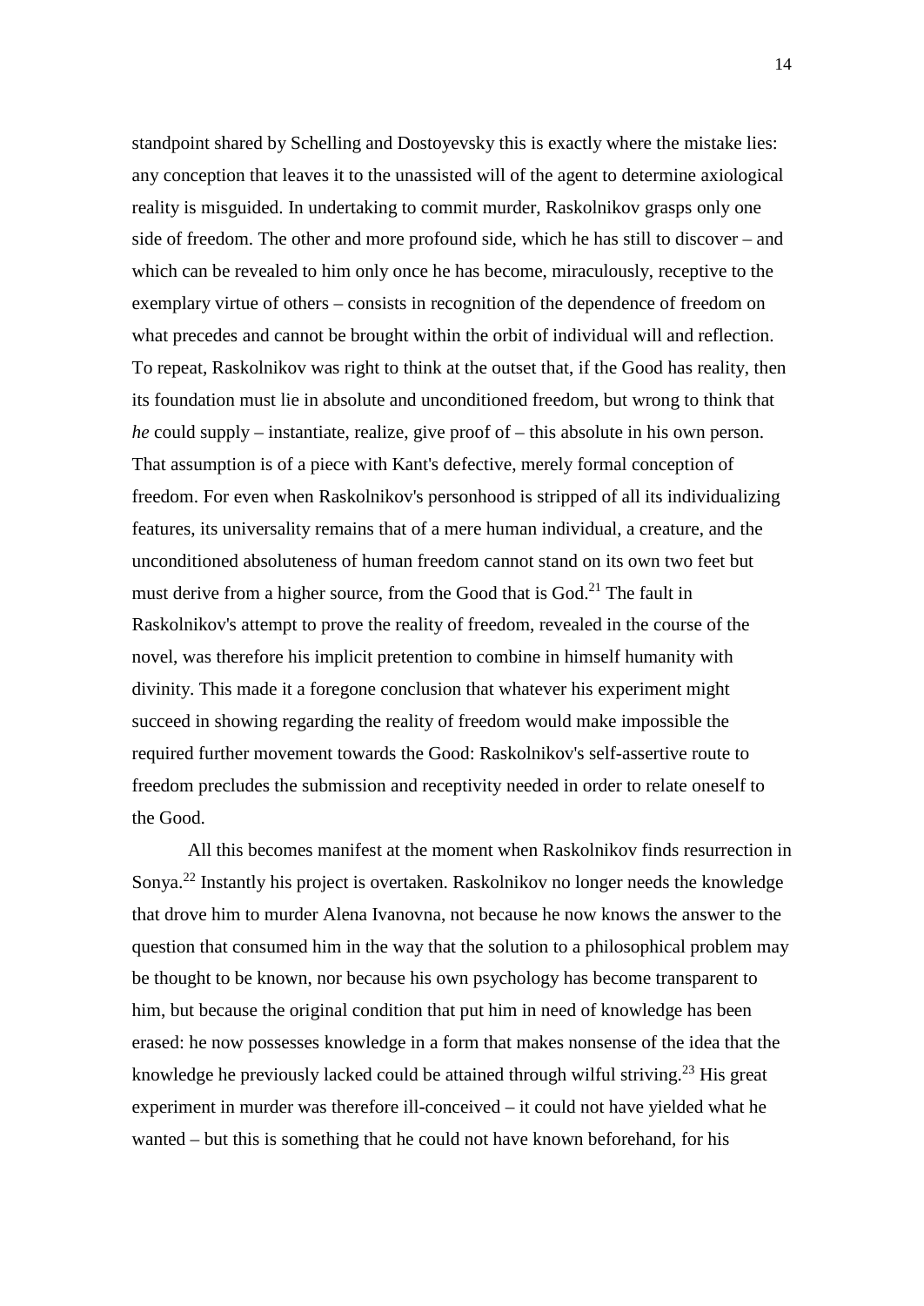standpoint shared by Schelling and Dostoyevsky this is exactly where the mistake lies: any conception that leaves it to the unassisted will of the agent to determine axiological reality is misguided. In undertaking to commit murder, Raskolnikov grasps only one side of freedom. The other and more profound side, which he has still to discover – and which can be revealed to him only once he has become, miraculously, receptive to the exemplary virtue of others – consists in recognition of the dependence of freedom on what precedes and cannot be brought within the orbit of individual will and reflection. To repeat, Raskolnikov was right to think at the outset that, if the Good has reality, then its foundation must lie in absolute and unconditioned freedom, but wrong to think that *he* could supply – instantiate, realize, give proof of – this absolute in his own person. That assumption is of a piece with Kant's defective, merely formal conception of freedom. For even when Raskolnikov's personhood is stripped of all its individualizing features, its universality remains that of a mere human individual, a creature, and the unconditioned absoluteness of human freedom cannot stand on its own two feet but must derive from a higher source, from the Good that is God.[21] The fault in Raskolnikov's attempt to prove the reality of freedom, revealed in the course of the novel, was therefore his implicit pretention to combine in himself humanity with divinity. This made it a foregone conclusion that whatever his experiment might succeed in showing regarding the reality of freedom would make impossible the required further movement towards the Good: Raskolnikov's self-assertive route to freedom precludes the submission and receptivity needed in order to relate oneself to the Good.

All this becomes manifest at the moment when Raskolnikov finds resurrection in Sonya.[22] Instantly his project is overtaken. Raskolnikov no longer needs the knowledge that drove him to murder Alena Ivanovna, not because he now knows the answer to the question that consumed him in the way that the solution to a philosophical problem may be thought to be known, nor because his own psychology has become transparent to him, but because the original condition that put him in need of knowledge has been erased: he now possesses knowledge in a form that makes nonsense of the idea that the knowledge he previously lacked could be attained through wilful striving.[23] His great experiment in murder was therefore ill-conceived – it could not have yielded what he wanted – but this is something that he could not have known beforehand, for his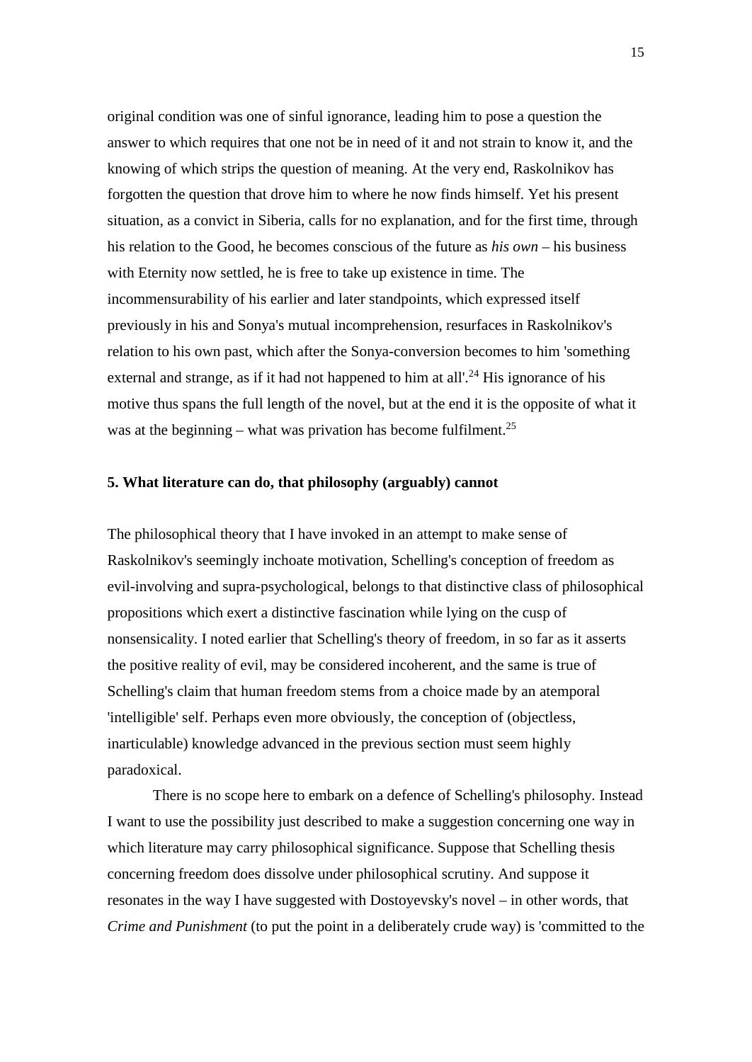original condition was one of sinful ignorance, leading him to pose a question the answer to which requires that one not be in need of it and not strain to know it, and the knowing of which strips the question of meaning. At the very end, Raskolnikov has forgotten the question that drove him to where he now finds himself. Yet his present situation, as a convict in Siberia, calls for no explanation, and for the first time, through his relation to the Good, he becomes conscious of the future as *his own* – his business with Eternity now settled, he is free to take up existence in time. The incommensurability of his earlier and later standpoints, which expressed itself previously in his and Sonya's mutual incomprehension, resurfaces in Raskolnikov's relation to his own past, which after the Sonya-conversion becomes to him 'something external and strange, as if it had not happened to him at all'.[24] His ignorance of his motive thus spans the full length of the novel, but at the end it is the opposite of what it was at the beginning – what was privation has become fulfilment.[25]

### 5. What literature can do, that philosophy (arguably) cannot

The philosophical theory that I have invoked in an attempt to make sense of Raskolnikov's seemingly inchoate motivation, Schelling's conception of freedom as evil-involving and supra-psychological, belongs to that distinctive class of philosophical propositions which exert a distinctive fascination while lying on the cusp of nonsensicality. I noted earlier that Schelling's theory of freedom, in so far as it asserts the positive reality of evil, may be considered incoherent, and the same is true of Schelling's claim that human freedom stems from a choice made by an atemporal 'intelligible' self. Perhaps even more obviously, the conception of (objectless, inarticulable) knowledge advanced in the previous section must seem highly paradoxical.

There is no scope here to embark on a defence of Schelling's philosophy. Instead I want to use the possibility just described to make a suggestion concerning one way in which literature may carry philosophical significance. Suppose that Schelling thesis concerning freedom does dissolve under philosophical scrutiny. And suppose it resonates in the way I have suggested with Dostoyevsky's novel – in other words, that *Crime and Punishment* (to put the point in a deliberately crude way) is 'committed to the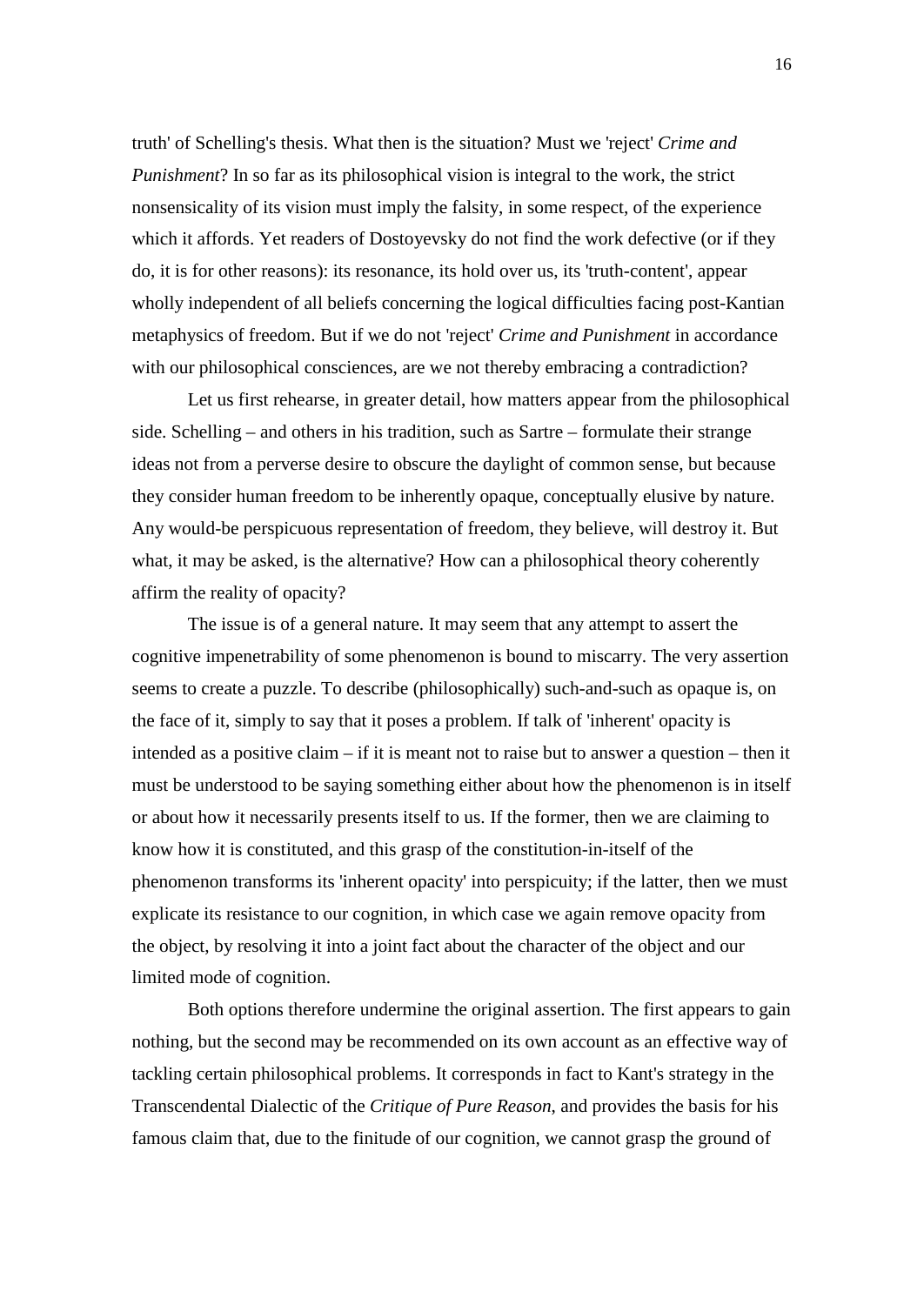truth' of Schelling's thesis. What then is the situation? Must we 'reject' *Crime and Punishment*? In so far as its philosophical vision is integral to the work, the strict nonsensicality of its vision must imply the falsity, in some respect, of the experience which it affords. Yet readers of Dostoyevsky do not find the work defective (or if they do, it is for other reasons): its resonance, its hold over us, its 'truth-content', appear wholly independent of all beliefs concerning the logical difficulties facing post-Kantian metaphysics of freedom. But if we do not 'reject' *Crime and Punishment* in accordance with our philosophical consciences, are we not thereby embracing a contradiction?

Let us first rehearse, in greater detail, how matters appear from the philosophical side. Schelling – and others in his tradition, such as Sartre – formulate their strange ideas not from a perverse desire to obscure the daylight of common sense, but because they consider human freedom to be inherently opaque, conceptually elusive by nature. Any would-be perspicuous representation of freedom, they believe, will destroy it. But what, it may be asked, is the alternative? How can a philosophical theory coherently affirm the reality of opacity?

The issue is of a general nature. It may seem that any attempt to assert the cognitive impenetrability of some phenomenon is bound to miscarry. The very assertion seems to create a puzzle. To describe (philosophically) such-and-such as opaque is, on the face of it, simply to say that it poses a problem. If talk of 'inherent' opacity is intended as a positive claim – if it is meant not to raise but to answer a question – then it must be understood to be saying something either about how the phenomenon is in itself or about how it necessarily presents itself to us. If the former, then we are claiming to know how it is constituted, and this grasp of the constitution-in-itself of the phenomenon transforms its 'inherent opacity' into perspicuity; if the latter, then we must explicate its resistance to our cognition, in which case we again remove opacity from the object, by resolving it into a joint fact about the character of the object and our limited mode of cognition.

Both options therefore undermine the original assertion. The first appears to gain nothing, but the second may be recommended on its own account as an effective way of tackling certain philosophical problems. It corresponds in fact to Kant's strategy in the Transcendental Dialectic of the *Critique of Pure Reason*, and provides the basis for his famous claim that, due to the finitude of our cognition, we cannot grasp the ground of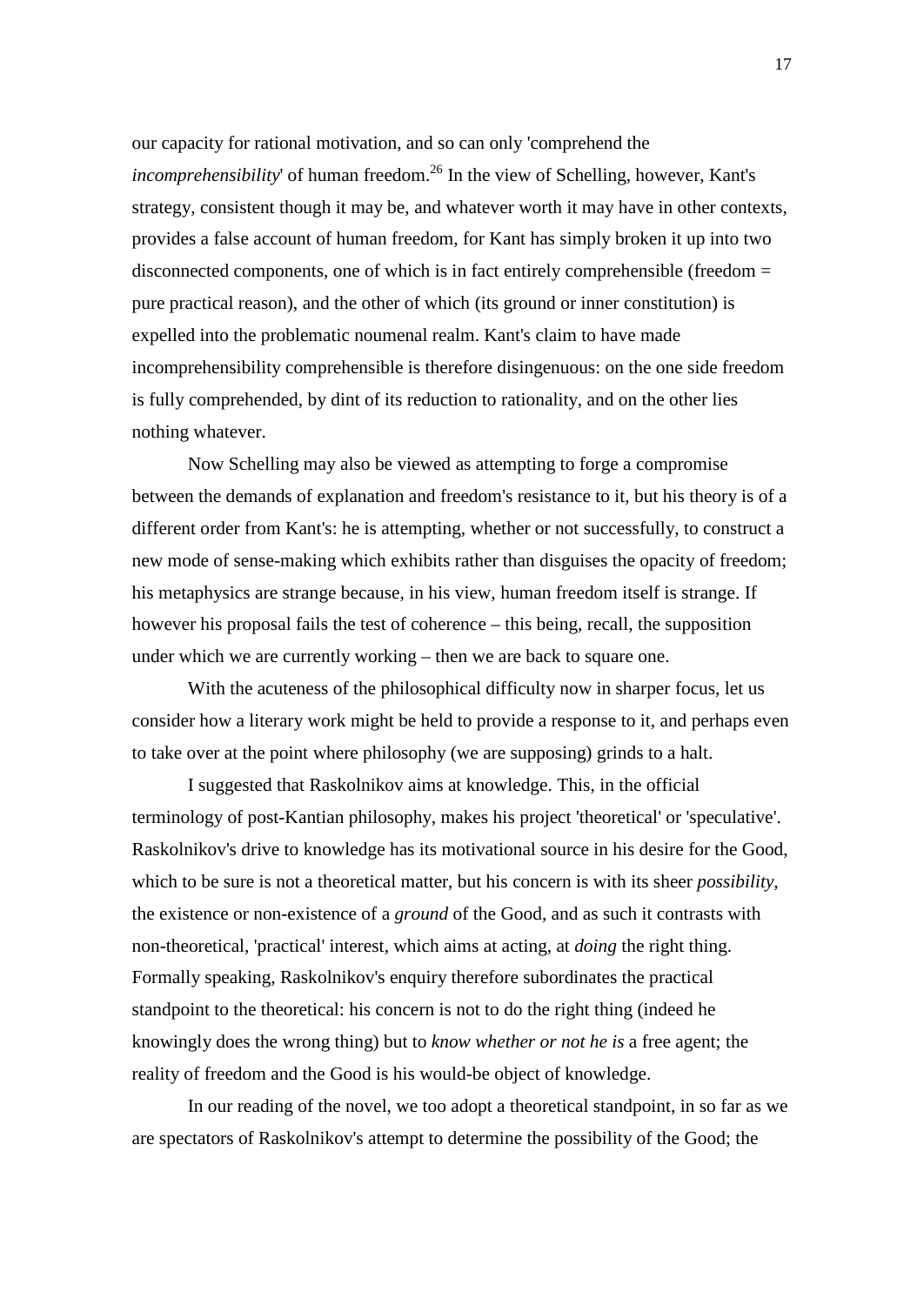our capacity for rational motivation, and so can only 'comprehend the *incomprehensibility*' of human freedom.[26] In the view of Schelling, however, Kant's strategy, consistent though it may be, and whatever worth it may have in other contexts, provides a false account of human freedom, for Kant has simply broken it up into two disconnected components, one of which is in fact entirely comprehensible (freedom = pure practical reason), and the other of which (its ground or inner constitution) is expelled into the problematic noumenal realm. Kant's claim to have made incomprehensibility comprehensible is therefore disingenuous: on the one side freedom is fully comprehended, by dint of its reduction to rationality, and on the other lies nothing whatever.

Now Schelling may also be viewed as attempting to forge a compromise between the demands of explanation and freedom's resistance to it, but his theory is of a different order from Kant's: he is attempting, whether or not successfully, to construct a new mode of sense-making which exhibits rather than disguises the opacity of freedom; his metaphysics are strange because, in his view, human freedom itself is strange. If however his proposal fails the test of coherence – this being, recall, the supposition under which we are currently working – then we are back to square one.

With the acuteness of the philosophical difficulty now in sharper focus, let us consider how a literary work might be held to provide a response to it, and perhaps even to take over at the point where philosophy (we are supposing) grinds to a halt.

I suggested that Raskolnikov aims at knowledge. This, in the official terminology of post-Kantian philosophy, makes his project 'theoretical' or 'speculative'. Raskolnikov's drive to knowledge has its motivational source in his desire for the Good, which to be sure is not a theoretical matter, but his concern is with its sheer *possibility*, the existence or non-existence of a *ground* of the Good, and as such it contrasts with non-theoretical, 'practical' interest, which aims at acting, at *doing* the right thing. Formally speaking, Raskolnikov's enquiry therefore subordinates the practical standpoint to the theoretical: his concern is not to do the right thing (indeed he knowingly does the wrong thing) but to *know whether or not he is* a free agent; the reality of freedom and the Good is his would-be object of knowledge.

In our reading of the novel, we too adopt a theoretical standpoint, in so far as we are spectators of Raskolnikov's attempt to determine the possibility of the Good; the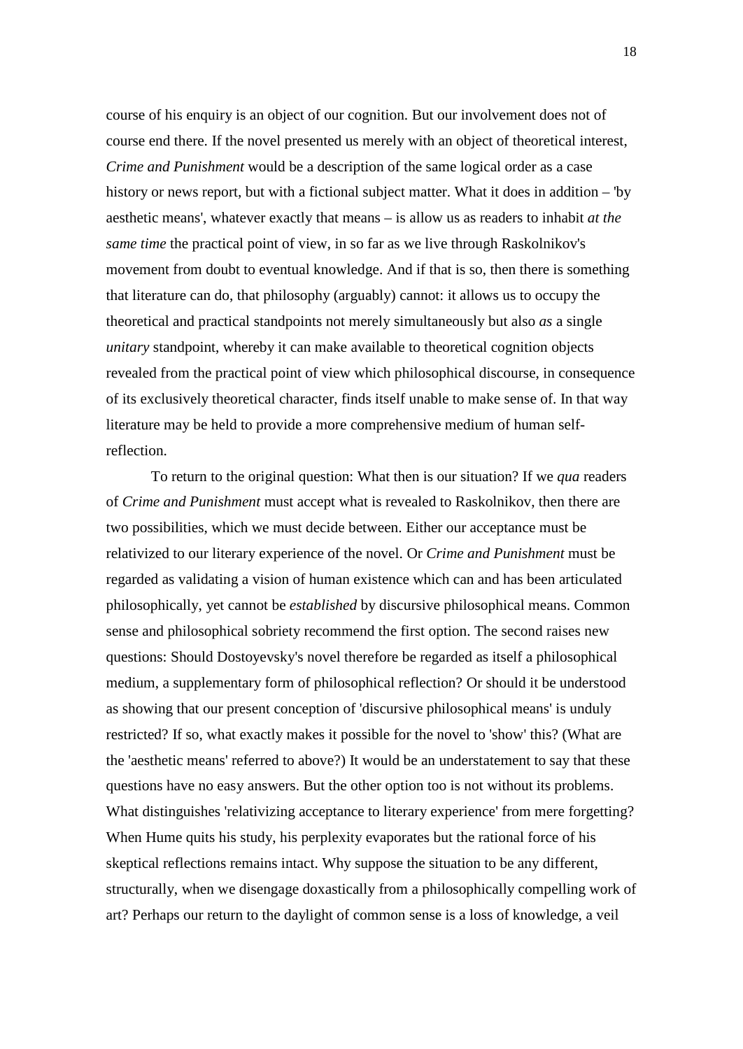course of his enquiry is an object of our cognition. But our involvement does not of course end there. If the novel presented us merely with an object of theoretical interest, *Crime and Punishment* would be a description of the same logical order as a case history or news report, but with a fictional subject matter. What it does in addition – 'by aesthetic means', whatever exactly that means – is allow us as readers to inhabit *at the same time* the practical point of view, in so far as we live through Raskolnikov's movement from doubt to eventual knowledge. And if that is so, then there is something that literature can do, that philosophy (arguably) cannot: it allows us to occupy the theoretical and practical standpoints not merely simultaneously but also *as* a single *unitary* standpoint, whereby it can make available to theoretical cognition objects revealed from the practical point of view which philosophical discourse, in consequence of its exclusively theoretical character, finds itself unable to make sense of. In that way literature may be held to provide a more comprehensive medium of human self-reflection.

To return to the original question: What then is our situation? If we *qua* readers of *Crime and Punishment* must accept what is revealed to Raskolnikov, then there are two possibilities, which we must decide between. Either our acceptance must be relativized to our literary experience of the novel. Or *Crime and Punishment* must be regarded as validating a vision of human existence which can and has been articulated philosophically, yet cannot be *established* by discursive philosophical means. Common sense and philosophical sobriety recommend the first option. The second raises new questions: Should Dostoyevsky's novel therefore be regarded as itself a philosophical medium, a supplementary form of philosophical reflection? Or should it be understood as showing that our present conception of 'discursive philosophical means' is unduly restricted? If so, what exactly makes it possible for the novel to 'show' this? (What are the 'aesthetic means' referred to above?) It would be an understatement to say that these questions have no easy answers. But the other option too is not without its problems. What distinguishes 'relativizing acceptance to literary experience' from mere forgetting? When Hume quits his study, his perplexity evaporates but the rational force of his skeptical reflections remains intact. Why suppose the situation to be any different, structurally, when we disengage doxastically from a philosophically compelling work of art? Perhaps our return to the daylight of common sense is a loss of knowledge, a veil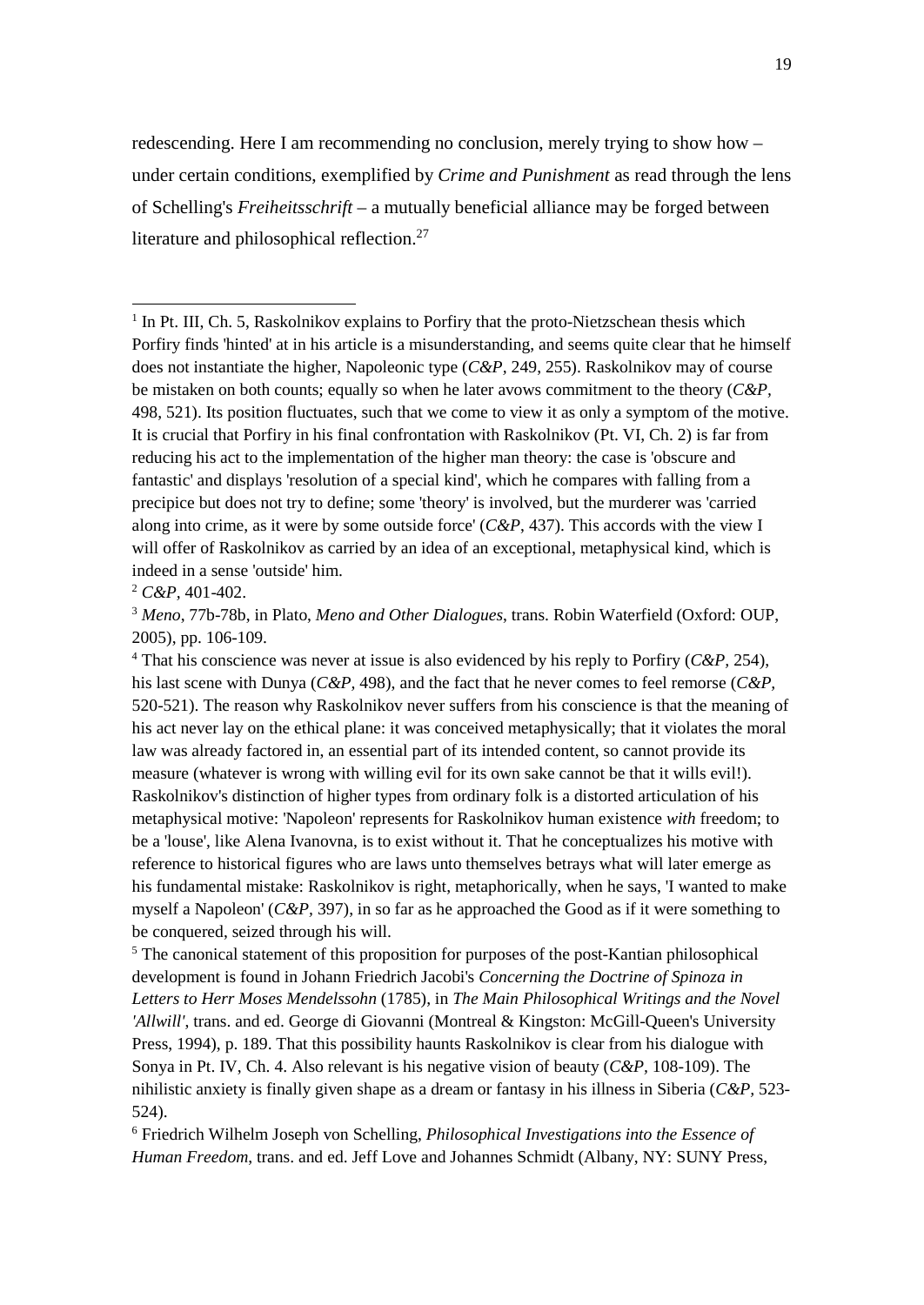redescending. Here I am recommending no conclusion, merely trying to show how – under certain conditions, exemplified by *Crime and Punishment* as read through the lens of Schelling's *Freiheitsschrift* – a mutually beneficial alliance may be forged between literature and philosophical reflection.[27]

---

[1] In Pt. III, Ch. 5, Raskolnikov explains to Porfiry that the proto-Nietzschean thesis which Porfiry finds 'hinted' at in his article is a misunderstanding, and seems quite clear that he himself does not instantiate the higher, Napoleonic type (*C&P*, 249, 255). Raskolnikov may of course be mistaken on both counts; equally so when he later avows commitment to the theory (*C&P*, 498, 521). Its position fluctuates, such that we come to view it as only a symptom of the motive. It is crucial that Porfiry in his final confrontation with Raskolnikov (Pt. VI, Ch. 2) is far from reducing his act to the implementation of the higher man theory: the case is 'obscure and fantastic' and displays 'resolution of a special kind', which he compares with falling from a precipice but does not try to define; some 'theory' is involved, but the murderer was 'carried along into crime, as it were by some outside force' (*C&P*, 437). This accords with the view I will offer of Raskolnikov as carried by an idea of an exceptional, metaphysical kind, which is indeed in a sense 'outside' him.

[2] *C&P*, 401-402.

[3] *Meno*, 77b-78b, in Plato, *Meno and Other Dialogues*, trans. Robin Waterfield (Oxford: OUP, 2005), pp. 106-109.

[4] That his conscience was never at issue is also evidenced by his reply to Porfiry (*C&P*, 254), his last scene with Dunya (*C&P*, 498), and the fact that he never comes to feel remorse (*C&P*, 520-521). The reason why Raskolnikov never suffers from his conscience is that the meaning of his act never lay on the ethical plane: it was conceived metaphysically; that it violates the moral law was already factored in, an essential part of its intended content, so cannot provide its measure (whatever is wrong with willing evil for its own sake cannot be that it wills evil!). Raskolnikov's distinction of higher types from ordinary folk is a distorted articulation of his metaphysical motive: 'Napoleon' represents for Raskolnikov human existence *with* freedom; to be a 'louse', like Alena Ivanovna, is to exist without it. That he conceptualizes his motive with reference to historical figures who are laws unto themselves betrays what will later emerge as his fundamental mistake: Raskolnikov is right, metaphorically, when he says, 'I wanted to make myself a Napoleon' (*C&P*, 397), in so far as he approached the Good as if it were something to be conquered, seized through his will.

[5] The canonical statement of this proposition for purposes of the post-Kantian philosophical development is found in Johann Friedrich Jacobi's *Concerning the Doctrine of Spinoza in Letters to Herr Moses Mendelssohn* (1785), in *The Main Philosophical Writings and the Novel 'Allwill'*, trans. and ed. George di Giovanni (Montreal & Kingston: McGill-Queen's University Press, 1994), p. 189. That this possibility haunts Raskolnikov is clear from his dialogue with Sonya in Pt. IV, Ch. 4. Also relevant is his negative vision of beauty (*C&P*, 108-109). The nihilistic anxiety is finally given shape as a dream or fantasy in his illness in Siberia (*C&P*, 523-524).

[6] Friedrich Wilhelm Joseph von Schelling, *Philosophical Investigations into the Essence of Human Freedom*, trans. and ed. Jeff Love and Johannes Schmidt (Albany, NY: SUNY Press,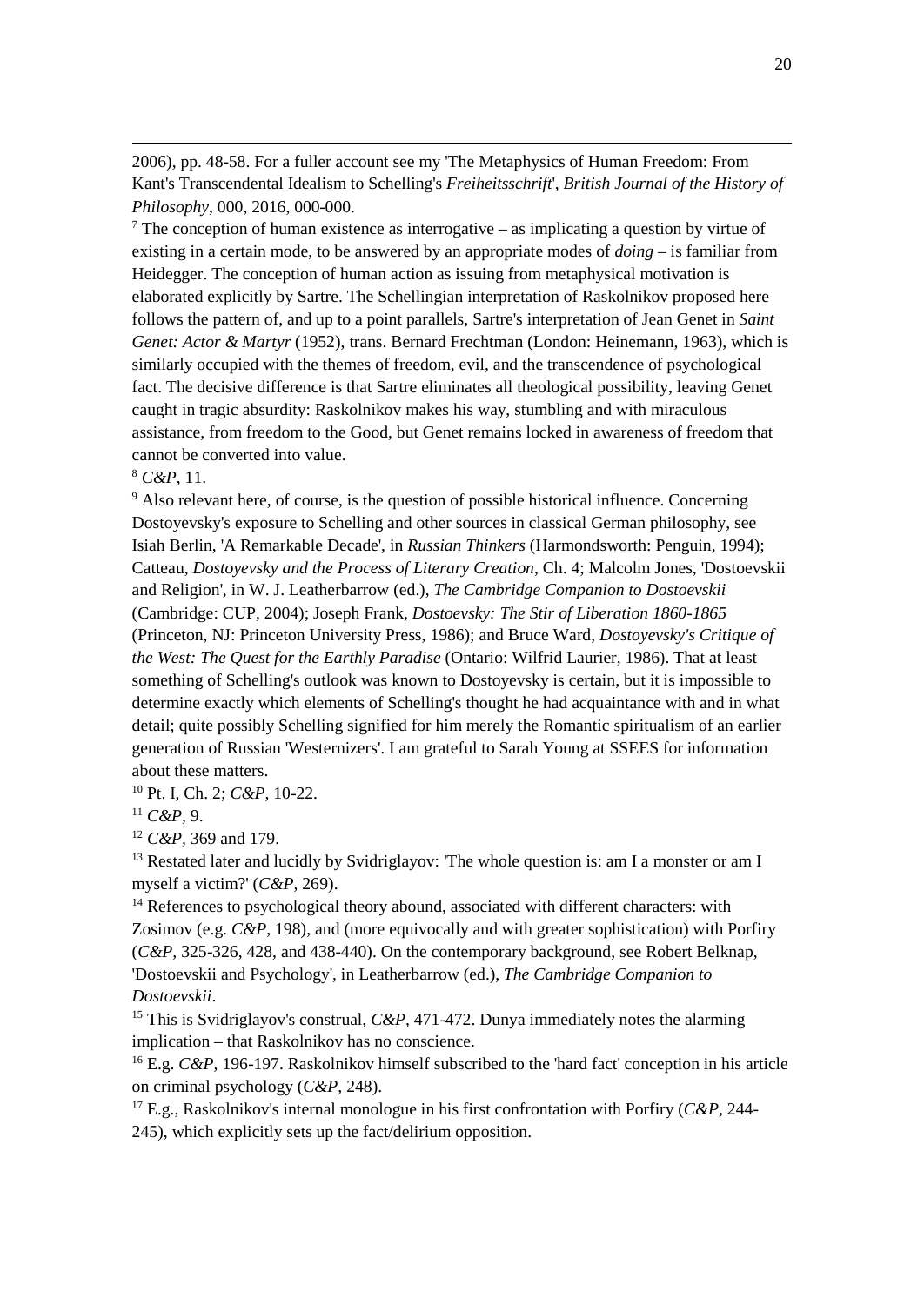2006), pp. 48-58. For a fuller account see my 'The Metaphysics of Human Freedom: From Kant's Transcendental Idealism to Schelling's *Freiheitsschrift*', *British Journal of the History of Philosophy*, 000, 2016, 000-000.

[7] The conception of human existence as interrogative – as implicating a question by virtue of existing in a certain mode, to be answered by an appropriate modes of *doing* – is familiar from Heidegger. The conception of human action as issuing from metaphysical motivation is elaborated explicitly by Sartre. The Schellingian interpretation of Raskolnikov proposed here follows the pattern of, and up to a point parallels, Sartre's interpretation of Jean Genet in *Saint Genet: Actor & Martyr* (1952), trans. Bernard Frechtman (London: Heinemann, 1963), which is similarly occupied with the themes of freedom, evil, and the transcendence of psychological fact. The decisive difference is that Sartre eliminates all theological possibility, leaving Genet caught in tragic absurdity: Raskolnikov makes his way, stumbling and with miraculous assistance, from freedom to the Good, but Genet remains locked in awareness of freedom that cannot be converted into value.

[8] *C&P*, 11.

[9] Also relevant here, of course, is the question of possible historical influence. Concerning Dostoyevsky's exposure to Schelling and other sources in classical German philosophy, see Isiah Berlin, 'A Remarkable Decade', in *Russian Thinkers* (Harmondsworth: Penguin, 1994); Catteau, *Dostoyevsky and the Process of Literary Creation*, Ch. 4; Malcolm Jones, 'Dostoevskii and Religion', in W. J. Leatherbarrow (ed.), *The Cambridge Companion to Dostoevskii* (Cambridge: CUP, 2004); Joseph Frank, *Dostoevsky: The Stir of Liberation 1860-1865* (Princeton, NJ: Princeton University Press, 1986); and Bruce Ward, *Dostoyevsky's Critique of the West: The Quest for the Earthly Paradise* (Ontario: Wilfrid Laurier, 1986). That at least something of Schelling's outlook was known to Dostoyevsky is certain, but it is impossible to determine exactly which elements of Schelling's thought he had acquaintance with and in what detail; quite possibly Schelling signified for him merely the Romantic spiritualism of an earlier generation of Russian 'Westernizers'. I am grateful to Sarah Young at SSEES for information about these matters.

[10] Pt. I, Ch. 2; *C&P*, 10-22.

[11] *C&P*, 9.

[12] *C&P*, 369 and 179.

[13] Restated later and lucidly by Svidriglayov: 'The whole question is: am I a monster or am I myself a victim?' (*C&P*, 269).

[14] References to psychological theory abound, associated with different characters: with Zosimov (e.g. *C&P*, 198), and (more equivocally and with greater sophistication) with Porfiry (*C&P*, 325-326, 428, and 438-440). On the contemporary background, see Robert Belknap, 'Dostoevskii and Psychology', in Leatherbarrow (ed.), *The Cambridge Companion to Dostoevskii*.

[15] This is Svidriglayov's construal, *C&P*, 471-472. Dunya immediately notes the alarming implication – that Raskolnikov has no conscience.

[16] E.g. *C&P*, 196-197. Raskolnikov himself subscribed to the 'hard fact' conception in his article on criminal psychology (*C&P*, 248).

[17] E.g., Raskolnikov's internal monologue in his first confrontation with Porfiry (*C&P*, 244-245), which explicitly sets up the fact/delirium opposition.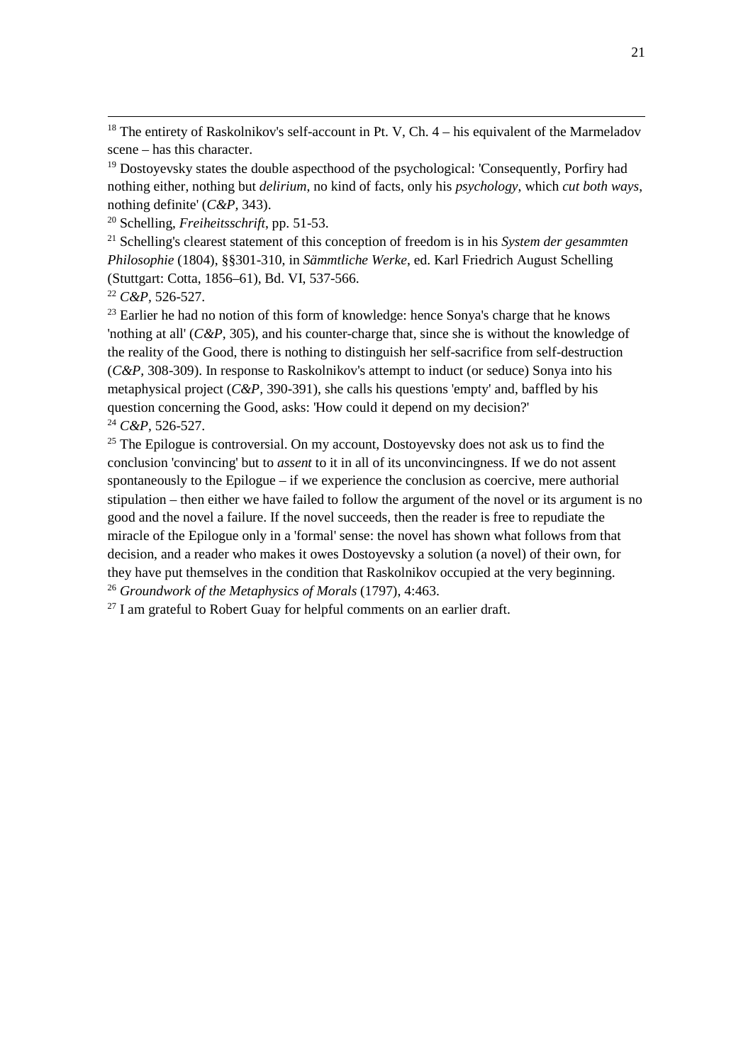[18] The entirety of Raskolnikov's self-account in Pt. V, Ch. 4 – his equivalent of the Marmeladov scene – has this character.

[19] Dostoyevsky states the double aspecthood of the psychological: 'Consequently, Porfiry had nothing either, nothing but *delirium*, no kind of facts, only his *psychology*, which *cut both ways*, nothing definite' (*C&P*, 343).

[20] Schelling, *Freiheitsschrift*, pp. 51-53.

[21] Schelling's clearest statement of this conception of freedom is in his *System der gesammten Philosophie* (1804), §§301-310, in *Sämmtliche Werke*, ed. Karl Friedrich August Schelling (Stuttgart: Cotta, 1856–61), Bd. VI, 537-566.

[22] *C&P*, 526-527.

[23] Earlier he had no notion of this form of knowledge: hence Sonya's charge that he knows 'nothing at all' (*C&P*, 305), and his counter-charge that, since she is without the knowledge of the reality of the Good, there is nothing to distinguish her self-sacrifice from self-destruction (*C&P*, 308-309). In response to Raskolnikov's attempt to induct (or seduce) Sonya into his metaphysical project (*C&P*, 390-391), she calls his questions 'empty' and, baffled by his question concerning the Good, asks: 'How could it depend on my decision?'

[24] *C&P*, 526-527.

[25] The Epilogue is controversial. On my account, Dostoyevsky does not ask us to find the conclusion 'convincing' but to *assent* to it in all of its unconvincingness. If we do not assent spontaneously to the Epilogue – if we experience the conclusion as coercive, mere authorial stipulation – then either we have failed to follow the argument of the novel or its argument is no good and the novel a failure. If the novel succeeds, then the reader is free to repudiate the miracle of the Epilogue only in a 'formal' sense: the novel has shown what follows from that decision, and a reader who makes it owes Dostoyevsky a solution (a novel) of their own, for they have put themselves in the condition that Raskolnikov occupied at the very beginning.

[26] *Groundwork of the Metaphysics of Morals* (1797), 4:463.

[27] I am grateful to Robert Guay for helpful comments on an earlier draft.